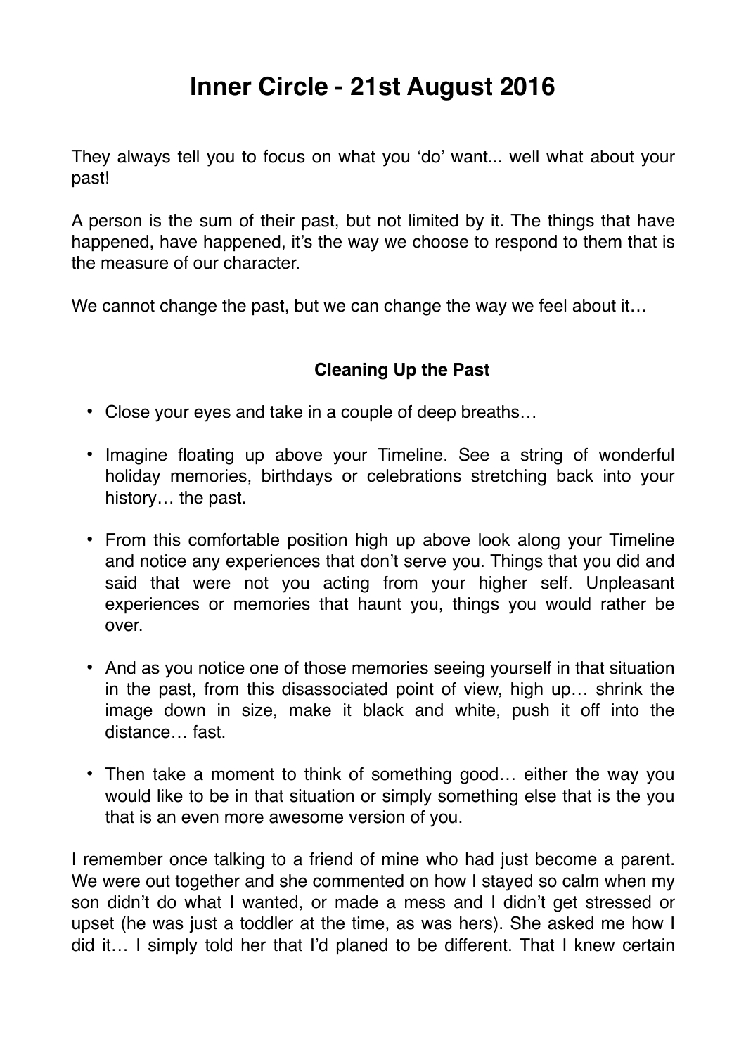# Inner Circle - 21st August 2016

They always tell you to focus on what you 'do' want... well what about your past!

A person is the sum of their past, but not limited by it. The things that have happened, have happened, it's the way we choose to respond to them that is the measure of our character.

We cannot change the past, but we can change the way we feel about it…

### Cleaning Up the Past

- Close your eyes and take in a couple of deep breaths…
- Imagine floating up above your Timeline. See a string of wonderful holiday memories, birthdays or celebrations stretching back into your history… the past.
- From this comfortable position high up above look along your Timeline and notice any experiences that don't serve you. Things that you did and said that were not you acting from your higher self. Unpleasant experiences or memories that haunt you, things you would rather be over.
- And as you notice one of those memories seeing yourself in that situation in the past, from this disassociated point of view, high up… shrink the image down in size, make it black and white, push it off into the distance… fast.
- Then take a moment to think of something good… either the way you would like to be in that situation or simply something else that is the you that is an even more awesome version of you.

I remember once talking to a friend of mine who had just become a parent. We were out together and she commented on how I stayed so calm when my son didn't do what I wanted, or made a mess and I didn't get stressed or upset (he was just a toddler at the time, as was hers). She asked me how I did it… I simply told her that I'd planed to be different. That I knew certain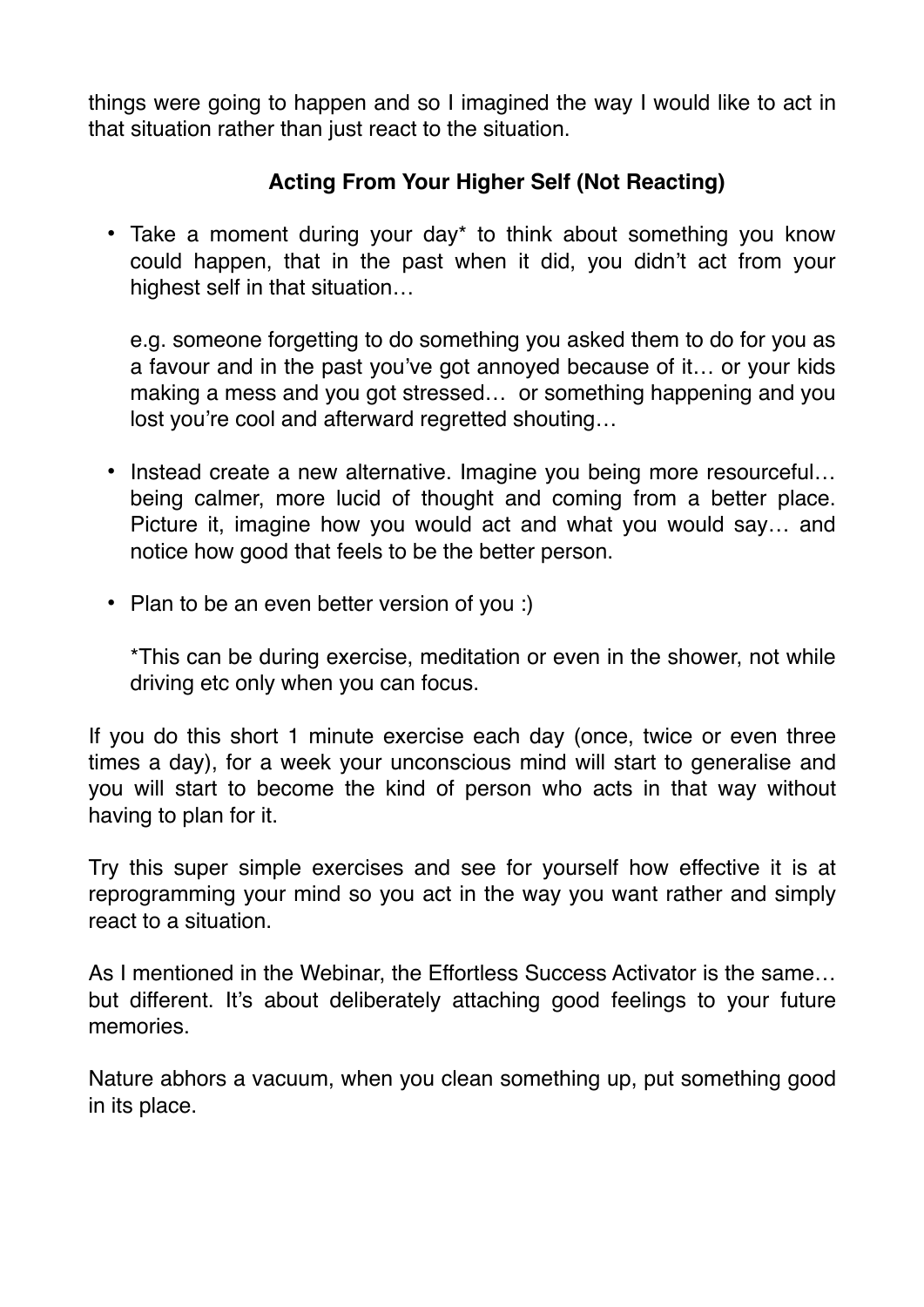things were going to happen and so I imagined the way I would like to act in that situation rather than just react to the situation.

**Acting From Your Higher Self (Not Reacting)**

- Take a moment during your day* to think about something you know could happen, that in the past when it did, you didn't act from your highest self in that situation…

  e.g. someone forgetting to do something you asked them to do for you as a favour and in the past you've got annoyed because of it… or your kids making a mess and you got stressed… or something happening and you lost you're cool and afterward regretted shouting…

- Instead create a new alternative. Imagine you being more resourceful… being calmer, more lucid of thought and coming from a better place. Picture it, imagine how you would act and what you would say… and notice how good that feels to be the better person.

- Plan to be an even better version of you :)

  *This can be during exercise, meditation or even in the shower, not while driving etc only when you can focus.

If you do this short 1 minute exercise each day (once, twice or even three times a day), for a week your unconscious mind will start to generalise and you will start to become the kind of person who acts in that way without having to plan for it.

Try this super simple exercises and see for yourself how effective it is at reprogramming your mind so you act in the way you want rather and simply react to a situation.

As I mentioned in the Webinar, the Effortless Success Activator is the same… but different. It's about deliberately attaching good feelings to your future memories.

Nature abhors a vacuum, when you clean something up, put something good in its place.